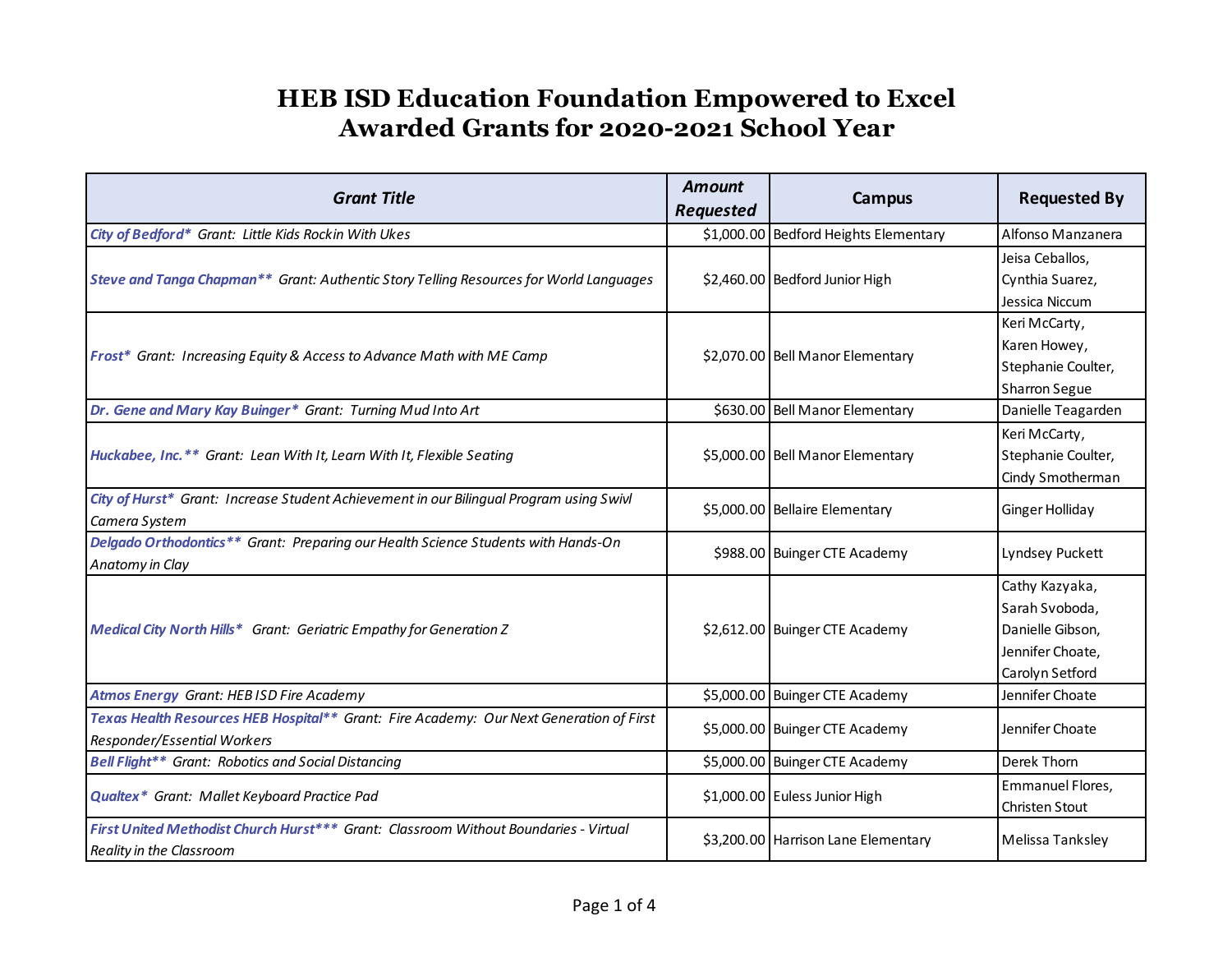# HEB ISD Education Foundation Empowered to Excel
# Awarded Grants for 2020-2021 School Year

| *Grant Title* | *Amount Requested* | Campus | Requested By |
|---|---|---|---|
| ***City of Bedford**** *Grant: Little Kids Rockin With Ukes* | $1,000.00 | Bedford Heights Elementary | Alfonso Manzanera |
| ***Steve and Tanga Chapman***** *Grant: Authentic Story Telling Resources for World Languages* | $2,460.00 | Bedford Junior High | Jeisa Ceballos, Cynthia Suarez, Jessica Niccum |
| ***Frost**** *Grant: Increasing Equity & Access to Advance Math with ME Camp* | $2,070.00 | Bell Manor Elementary | Keri McCarty, Karen Howey, Stephanie Coulter, Sharron Segue |
| ***Dr. Gene and Mary Kay Buinger**** *Grant: Turning Mud Into Art* | $630.00 | Bell Manor Elementary | Danielle Teagarden |
| ***Huckabee, Inc.***** *Grant: Lean With It, Learn With It, Flexible Seating* | $5,000.00 | Bell Manor Elementary | Keri McCarty, Stephanie Coulter, Cindy Smotherman |
| ***City of Hurst**** *Grant: Increase Student Achievement in our Bilingual Program using Swivl Camera System* | $5,000.00 | Bellaire Elementary | Ginger Holliday |
| ***Delgado Orthodontics***** *Grant: Preparing our Health Science Students with Hands-On Anatomy in Clay* | $988.00 | Buinger CTE Academy | Lyndsey Puckett |
| ***Medical City North Hills**** *Grant: Geriatric Empathy for Generation Z* | $2,612.00 | Buinger CTE Academy | Cathy Kazyaka, Sarah Svoboda, Danielle Gibson, Jennifer Choate, Carolyn Setford |
| ***Atmos Energy*** *Grant: HEB ISD Fire Academy* | $5,000.00 | Buinger CTE Academy | Jennifer Choate |
| ***Texas Health Resources HEB Hospital***** *Grant: Fire Academy: Our Next Generation of First Responder/Essential Workers* | $5,000.00 | Buinger CTE Academy | Jennifer Choate |
| ***Bell Flight***** *Grant: Robotics and Social Distancing* | $5,000.00 | Buinger CTE Academy | Derek Thorn |
| ***Qualtex**** *Grant: Mallet Keyboard Practice Pad* | $1,000.00 | Euless Junior High | Emmanuel Flores, Christen Stout |
| ***First United Methodist Church Hurst****** *Grant: Classroom Without Boundaries - Virtual Reality in the Classroom* | $3,200.00 | Harrison Lane Elementary | Melissa Tanksley |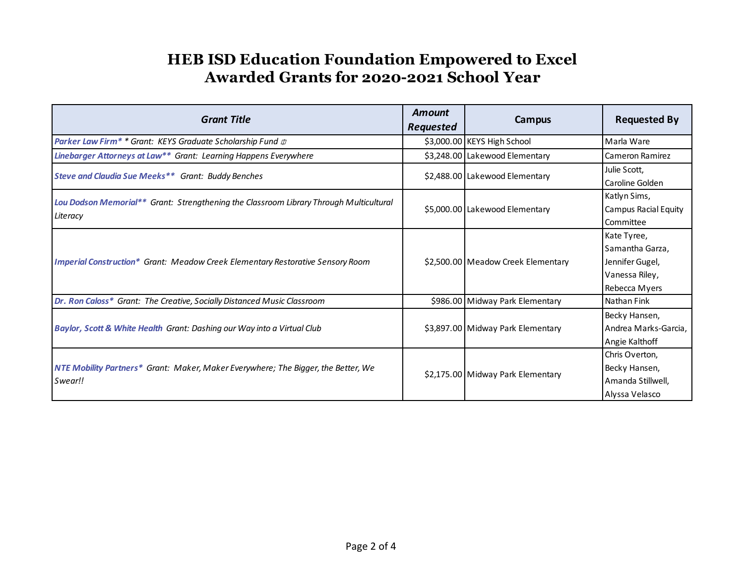# HEB ISD Education Foundation Empowered to Excel
# Awarded Grants for 2020-2021 School Year

| Grant Title | Amount Requested | Campus | Requested By |
|---|---|---|---|
| ***Parker Law Firm*** * * *Grant: KEYS Graduate Scholarship Fund* | $3,000.00 | KEYS High School | Marla Ware |
| ***Linebarger Attorneys at Law*** ** *Grant: Learning Happens Everywhere* | $3,248.00 | Lakewood Elementary | Cameron Ramirez |
| ***Steve and Claudia Sue Meeks*** ** *Grant: Buddy Benches* | $2,488.00 | Lakewood Elementary | Julie Scott, Caroline Golden |
| ***Lou Dodson Memorial*** ** *Grant: Strengthening the Classroom Library Through Multicultural Literacy* | $5,000.00 | Lakewood Elementary | Katlyn Sims, Campus Racial Equity Committee |
| ***Imperial Construction*** * *Grant: Meadow Creek Elementary Restorative Sensory Room* | $2,500.00 | Meadow Creek Elementary | Kate Tyree, Samantha Garza, Jennifer Gugel, Vanessa Riley, Rebecca Myers |
| ***Dr. Ron Caloss*** * *Grant: The Creative, Socially Distanced Music Classroom* | $986.00 | Midway Park Elementary | Nathan Fink |
| ***Baylor, Scott & White Health*** *Grant: Dashing our Way into a Virtual Club* | $3,897.00 | Midway Park Elementary | Becky Hansen, Andrea Marks-Garcia, Angie Kalthoff |
| ***NTE Mobility Partners*** * *Grant: Maker, Maker Everywhere; The Bigger, the Better, We Swear!!* | $2,175.00 | Midway Park Elementary | Chris Overton, Becky Hansen, Amanda Stillwell, Alyssa Velasco |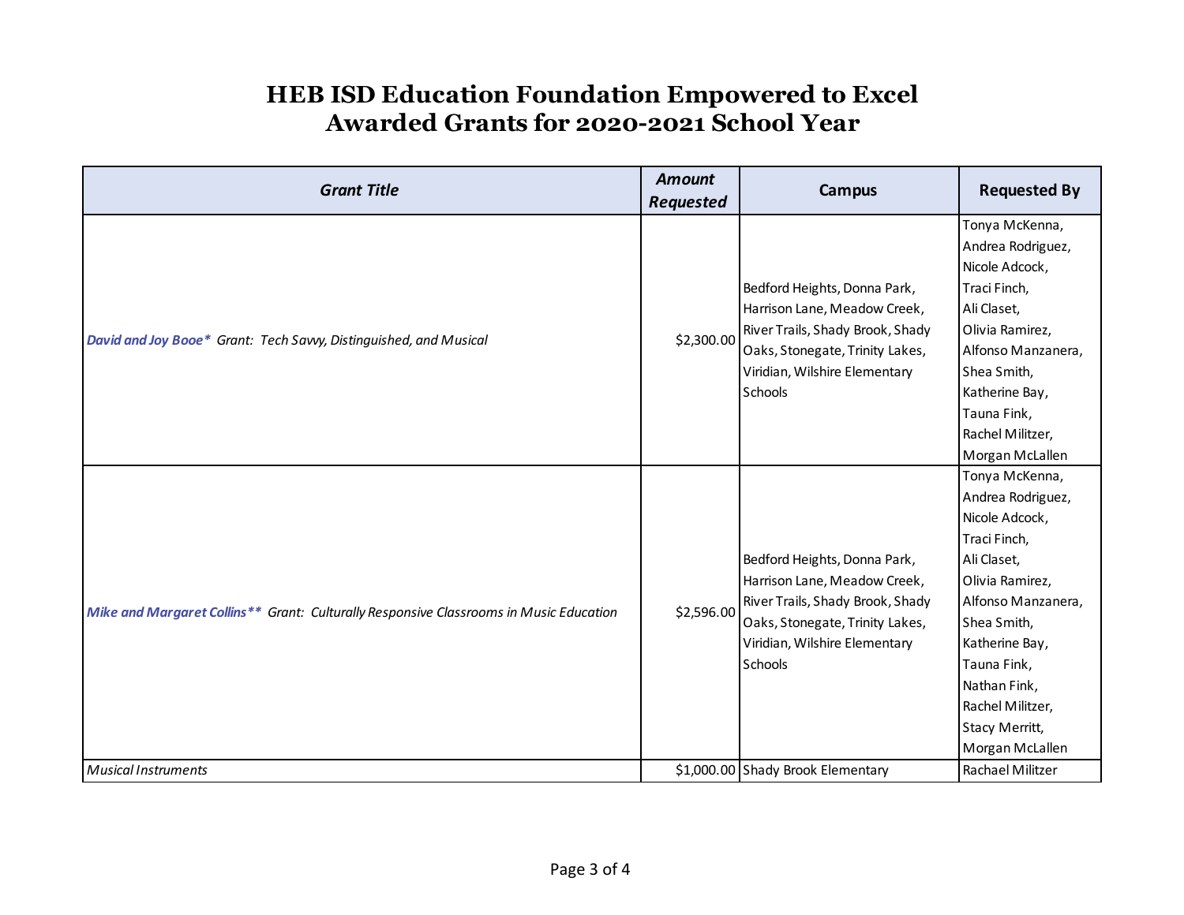# HEB ISD Education Foundation Empowered to Excel Awarded Grants for 2020-2021 School Year

| *Grant Title* | *Amount Requested* | Campus | Requested By |
|---|---|---|---|
| ***David and Joy Booe**** *Grant: Tech Savvy, Distinguished, and Musical* | $2,300.00 | Bedford Heights, Donna Park, Harrison Lane, Meadow Creek, River Trails, Shady Brook, Shady Oaks, Stonegate, Trinity Lakes, Viridian, Wilshire Elementary Schools | Tonya McKenna, Andrea Rodriguez, Nicole Adcock, Traci Finch, Ali Claset, Olivia Ramirez, Alfonso Manzanera, Shea Smith, Katherine Bay, Tauna Fink, Rachel Militzer, Morgan McLallen |
| ***Mike and Margaret Collins***** *Grant: Culturally Responsive Classrooms in Music Education* | $2,596.00 | Bedford Heights, Donna Park, Harrison Lane, Meadow Creek, River Trails, Shady Brook, Shady Oaks, Stonegate, Trinity Lakes, Viridian, Wilshire Elementary Schools | Tonya McKenna, Andrea Rodriguez, Nicole Adcock, Traci Finch, Ali Claset, Olivia Ramirez, Alfonso Manzanera, Shea Smith, Katherine Bay, Tauna Fink, Nathan Fink, Rachel Militzer, Stacy Merritt, Morgan McLallen |
| *Musical Instruments* | $1,000.00 | Shady Brook Elementary | Rachael Militzer |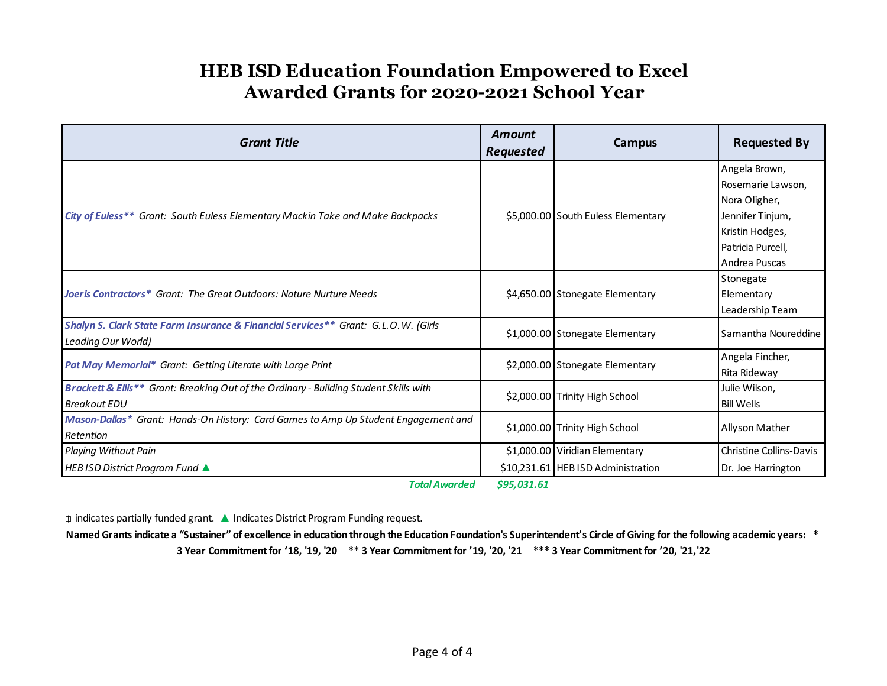# HEB ISD Education Foundation Empowered to Excel
# Awarded Grants for 2020-2021 School Year

| *Grant Title* | *Amount Requested* | Campus | Requested By |
|---|---|---|---|
| ***City of Euless*** *Grant: South Euless Elementary Mackin Take and Make Backpacks* | $5,000.00 | South Euless Elementary | Angela Brown, Rosemarie Lawson, Nora Oligher, Jennifer Tinjum, Kristin Hodges, Patricia Purcell, Andrea Puscas |
| ***Joeris Contractors**** *Grant: The Great Outdoors: Nature Nurture Needs* | $4,650.00 | Stonegate Elementary | Stonegate Elementary Leadership Team |
| ***Shalyn S. Clark State Farm Insurance & Financial Services*** *Grant: G.L.O.W. (Girls Leading Our World)* | $1,000.00 | Stonegate Elementary | Samantha Noureddine |
| ***Pat May Memorial**** *Grant: Getting Literate with Large Print* | $2,000.00 | Stonegate Elementary | Angela Fincher, Rita Rideway |
| ***Brackett & Ellis*** *Grant: Breaking Out of the Ordinary - Building Student Skills with Breakout EDU* | $2,000.00 | Trinity High School | Julie Wilson, Bill Wells |
| ***Mason-Dallas**** *Grant: Hands-On History: Card Games to Amp Up Student Engagement and Retention* | $1,000.00 | Trinity High School | Allyson Mather |
| *Playing Without Pain* | $1,000.00 | Viridian Elementary | Christine Collins-Davis |
| *HEB ISD District Program Fund* ▲ | $10,231.61 | HEB ISD Administration | Dr. Joe Harrington |
| ***Total Awarded*** | ***$95,031.61*** | | |

⌷ indicates partially funded grant. ▲ Indicates District Program Funding request.

**Named Grants indicate a "Sustainer" of excellence in education through the Education Foundation's Superintendent's Circle of Giving for the following academic years: * 3 Year Commitment for '18, '19, '20 ** 3 Year Commitment for '19, '20, '21 *** 3 Year Commitment for '20, '21,'22**